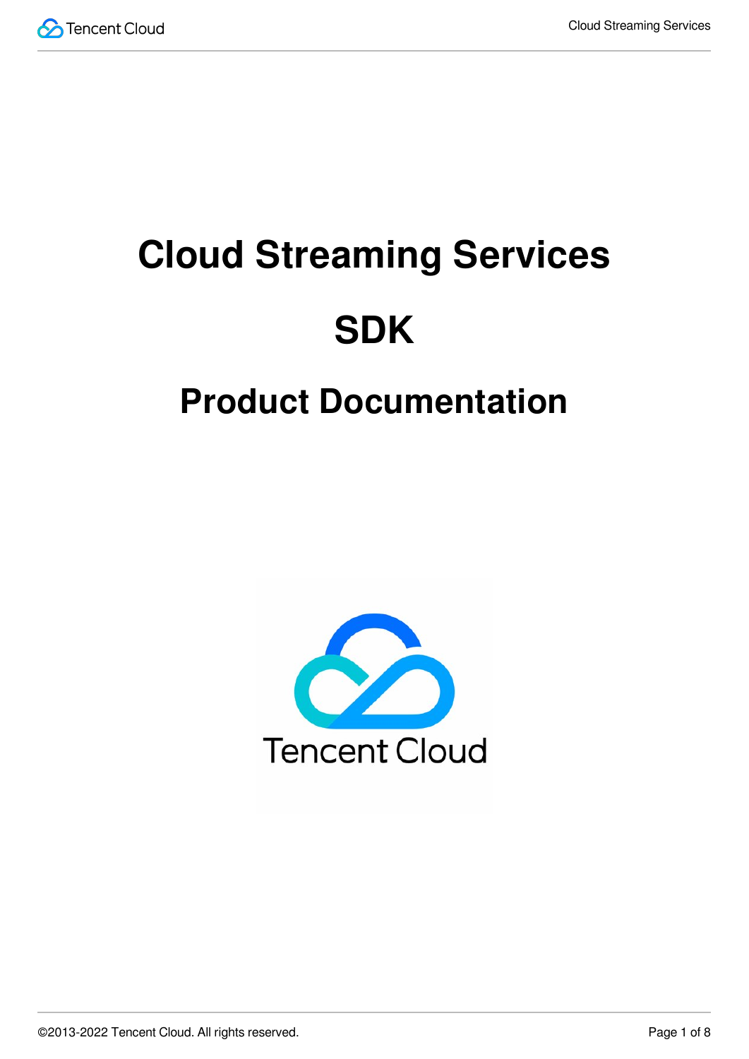# Cloud Streaming Services

# SDK

## Product Documentation

©2013-2022 Tencent Cloud. All rights reserved.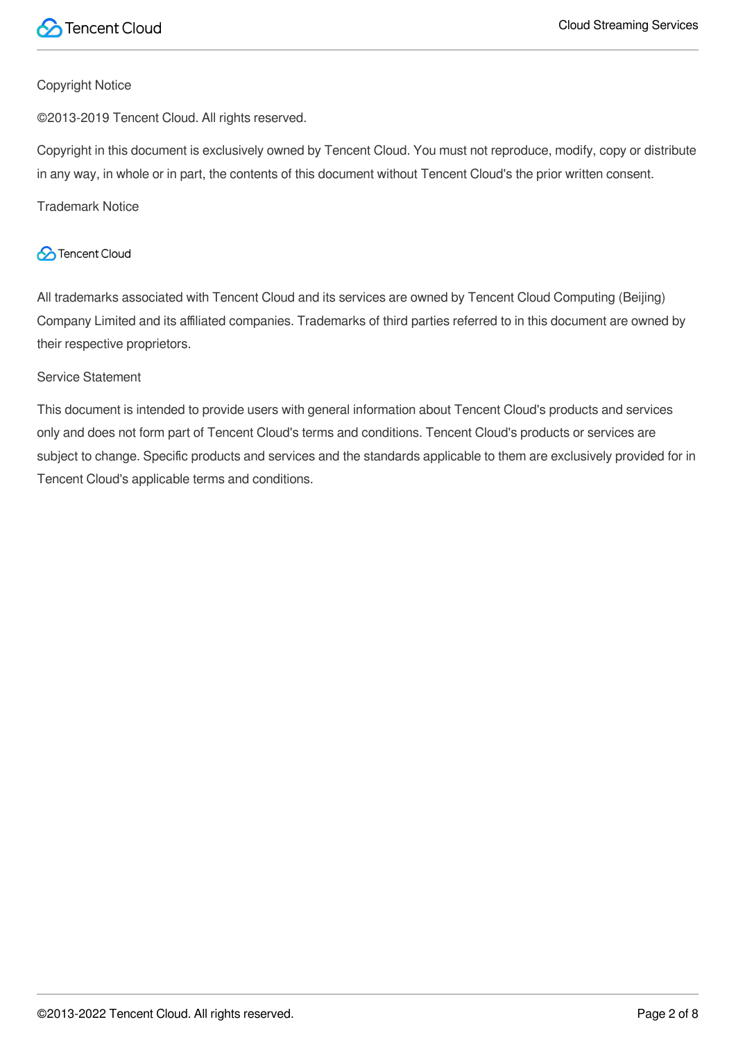Copyright Notice

©2013-2019 Tencent Cloud. All rights reserved.

Copyright in this document is exclusively owned by Tencent Cloud. You must not reproduce, modify, copy or distribute in any way, in whole or in part, the contents of this document without Tencent Cloud's the prior written consent.

Trademark Notice

Tencent Cloud

All trademarks associated with Tencent Cloud and its services are owned by Tencent Cloud Computing (Beijing) Company Limited and its affiliated companies. Trademarks of third parties referred to in this document are owned by their respective proprietors.

Service Statement

This document is intended to provide users with general information about Tencent Cloud's products and services only and does not form part of Tencent Cloud's terms and conditions. Tencent Cloud's products or services are subject to change. Specific products and services and the standards applicable to them are exclusively provided for in Tencent Cloud's applicable terms and conditions.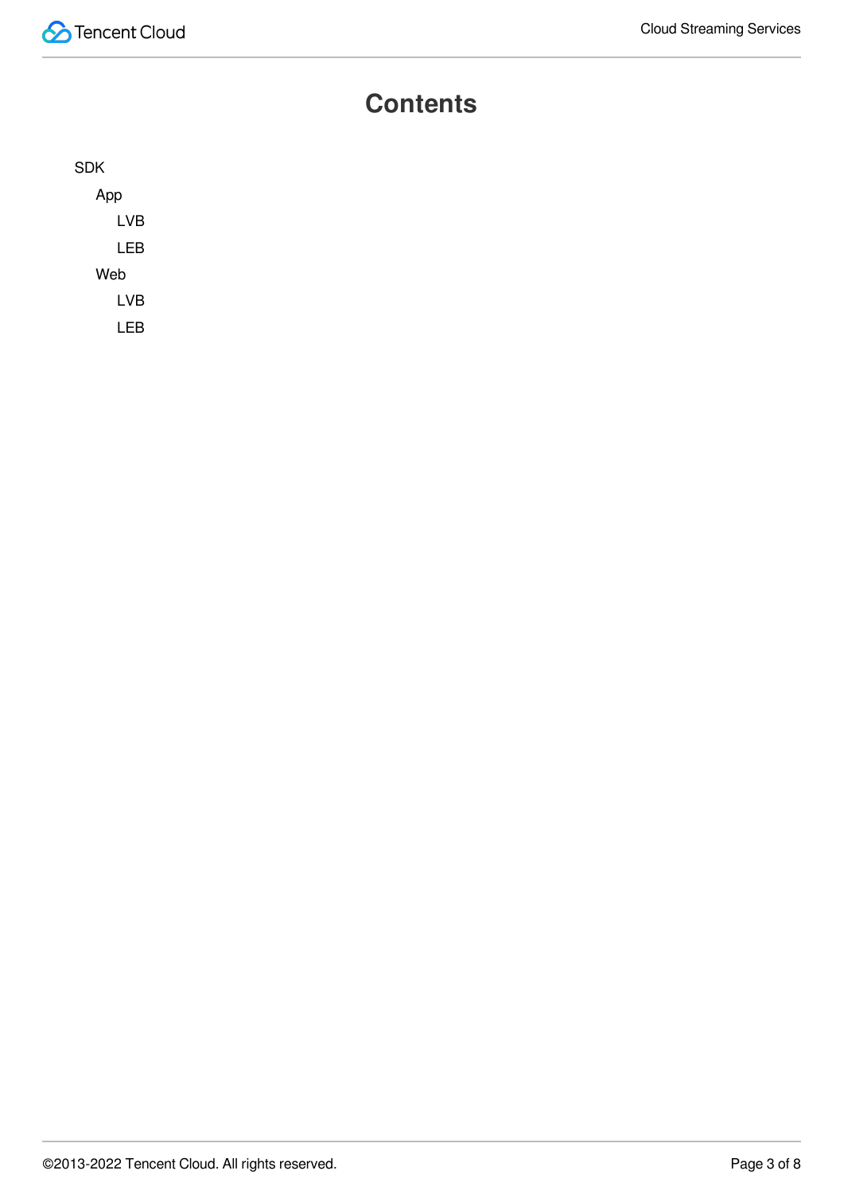# Contents

- SDK
  - App
    - LVB
    - LEB
  - Web
    - LVB
    - LEB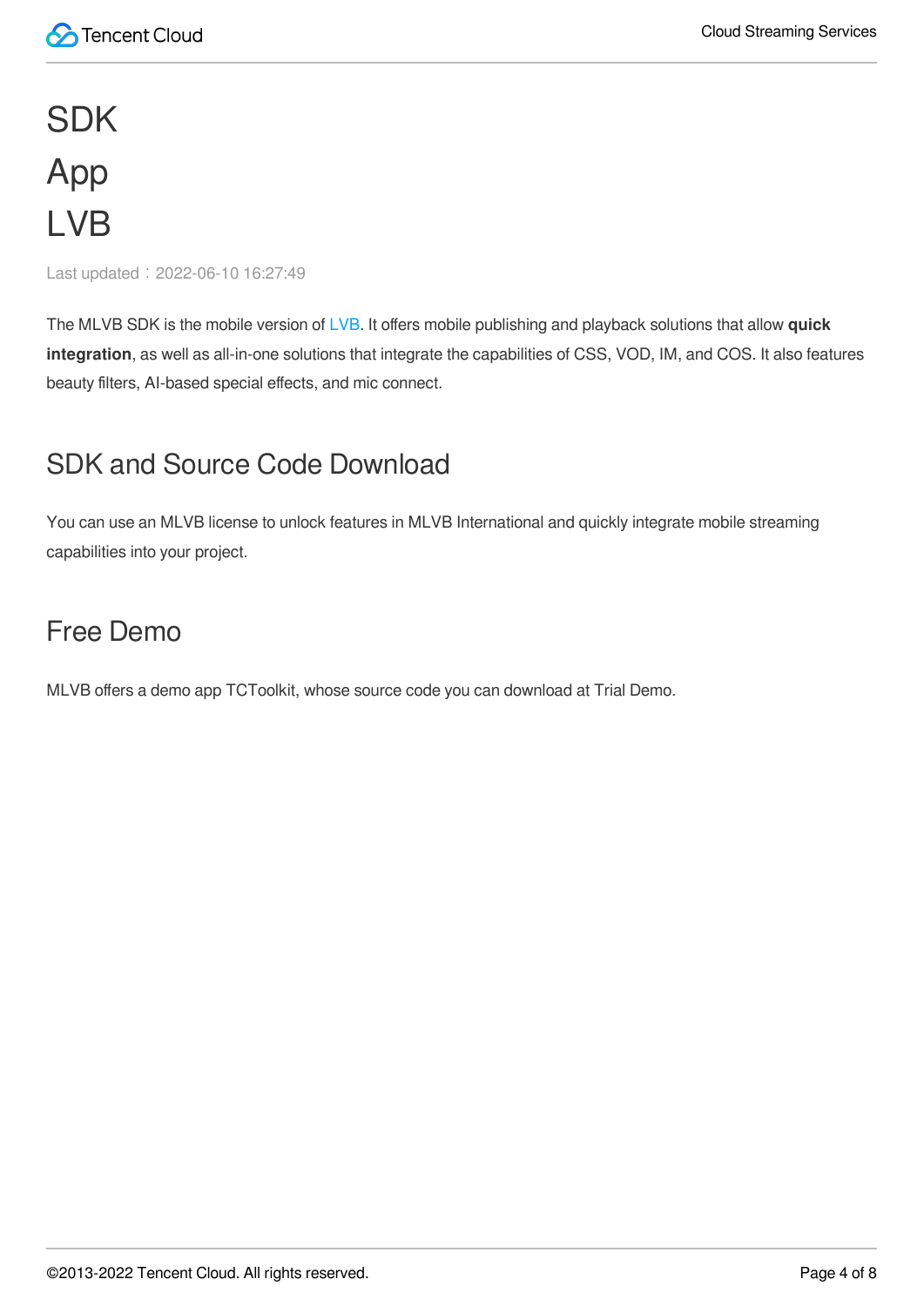# SDK
# App
# LVB

Last updated：2022-06-10 16:27:49

The MLVB SDK is the mobile version of LVB. It offers mobile publishing and playback solutions that allow **quick integration**, as well as all-in-one solutions that integrate the capabilities of CSS, VOD, IM, and COS. It also features beauty filters, AI-based special effects, and mic connect.

## SDK and Source Code Download

You can use an MLVB license to unlock features in MLVB International and quickly integrate mobile streaming capabilities into your project.

## Free Demo

MLVB offers a demo app TCToolkit, whose source code you can download at Trial Demo.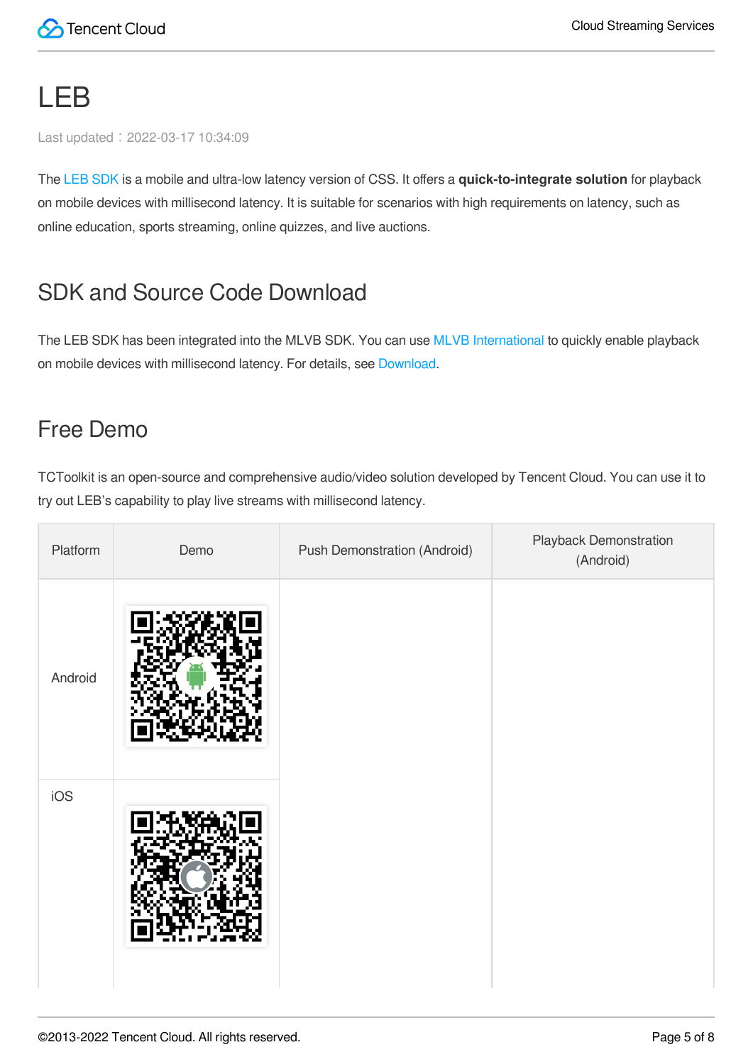# LEB

Last updated：2022-03-17 10:34:09

The LEB SDK is a mobile and ultra-low latency version of CSS. It offers a **quick-to-integrate solution** for playback on mobile devices with millisecond latency. It is suitable for scenarios with high requirements on latency, such as online education, sports streaming, online quizzes, and live auctions.

## SDK and Source Code Download

The LEB SDK has been integrated into the MLVB SDK. You can use MLVB International to quickly enable playback on mobile devices with millisecond latency. For details, see Download.

## Free Demo

TCToolkit is an open-source and comprehensive audio/video solution developed by Tencent Cloud. You can use it to try out LEB's capability to play live streams with millisecond latency.

| Platform | Demo | Push Demonstration (Android) | Playback Demonstration (Android) |
| --- | --- | --- | --- |
| Android | | | |
| iOS | | | |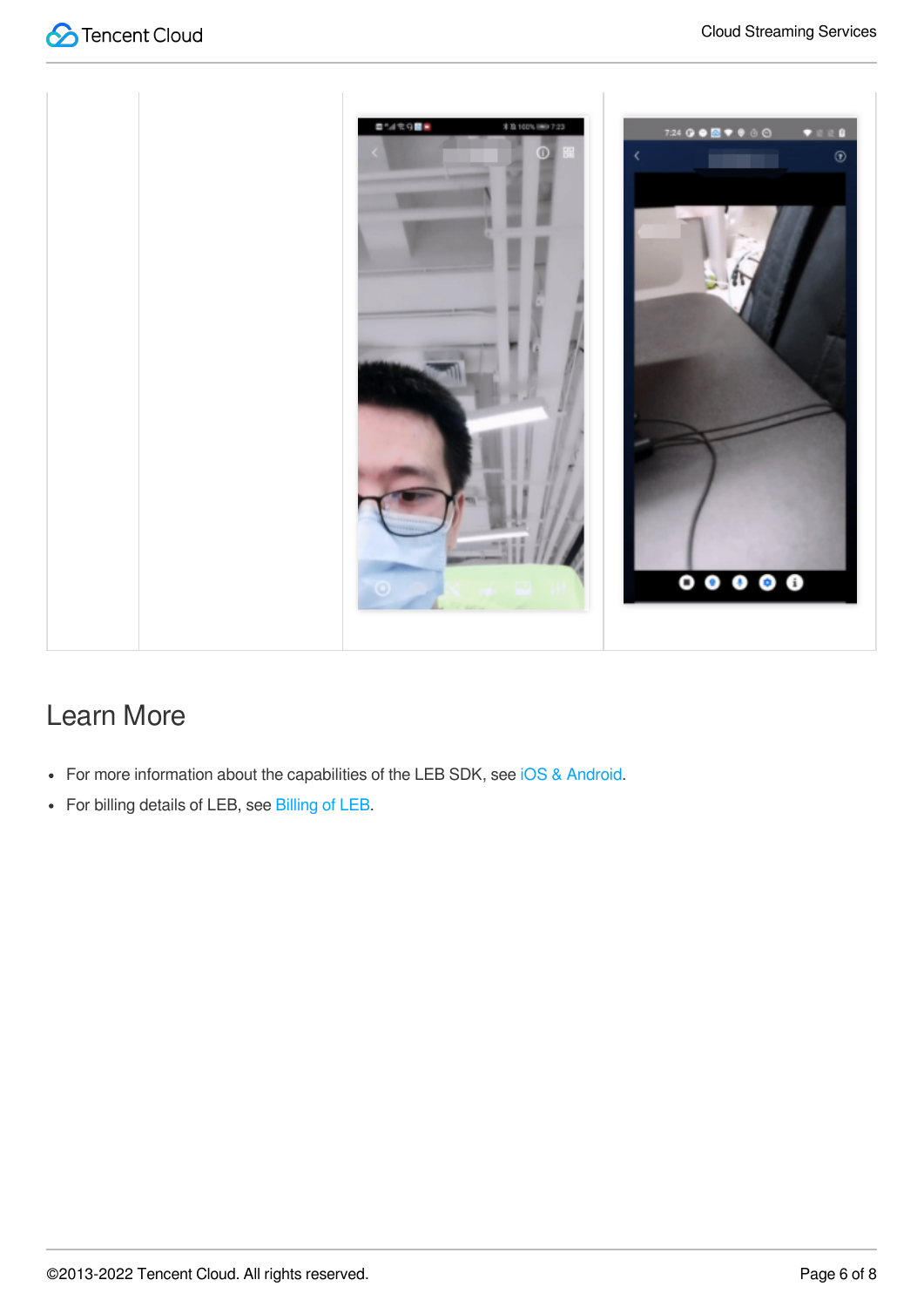## Learn More

- For more information about the capabilities of the LEB SDK, see iOS & Android.
- For billing details of LEB, see Billing of LEB.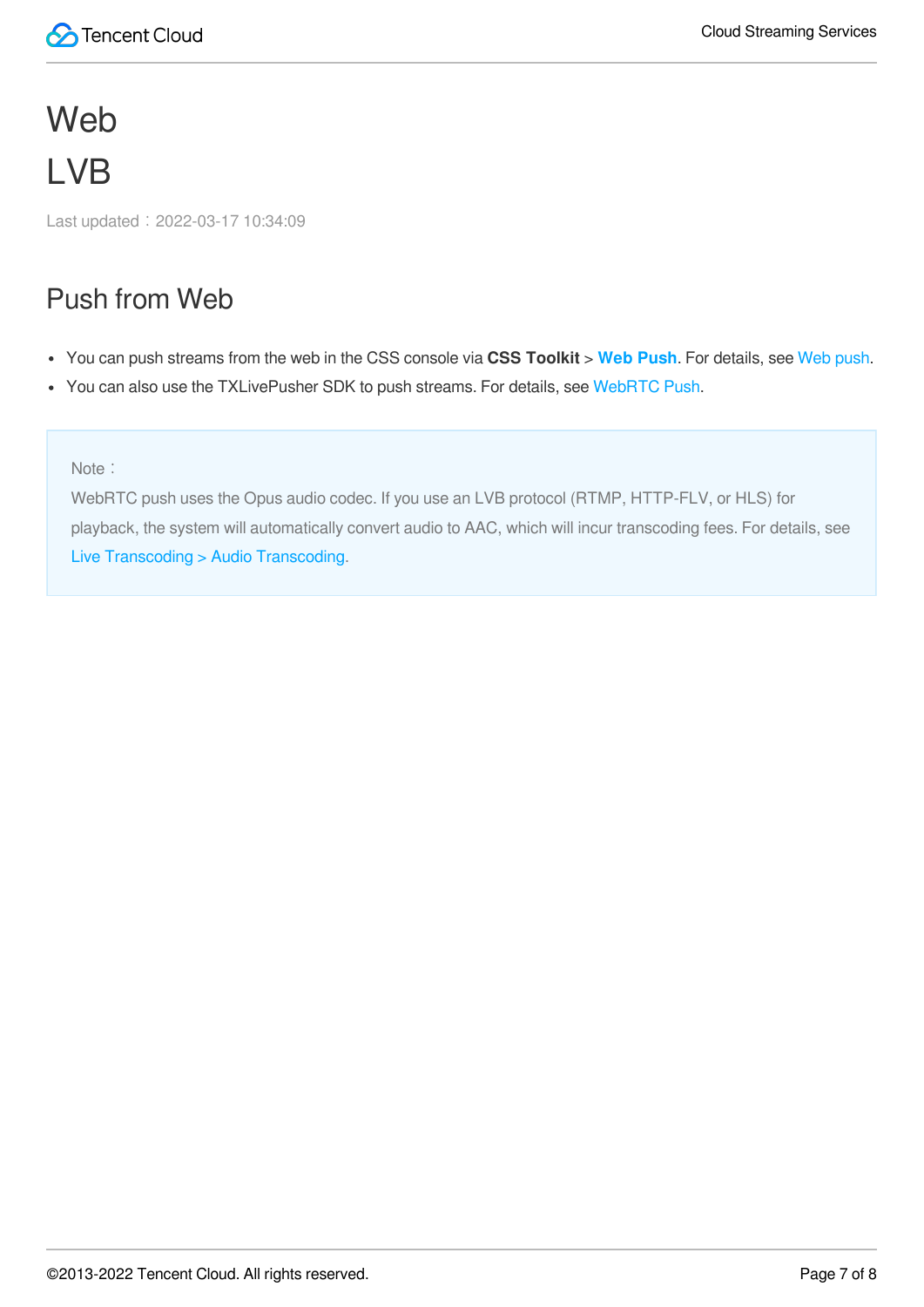# Web

## LVB

Last updated：2022-03-17 10:34:09

### Push from Web

- You can push streams from the web in the CSS console via **CSS Toolkit** > **Web Push**. For details, see Web push.
- You can also use the TXLivePusher SDK to push streams. For details, see WebRTC Push.

> Note：
> WebRTC push uses the Opus audio codec. If you use an LVB protocol (RTMP, HTTP-FLV, or HLS) for playback, the system will automatically convert audio to AAC, which will incur transcoding fees. For details, see Live Transcoding > Audio Transcoding.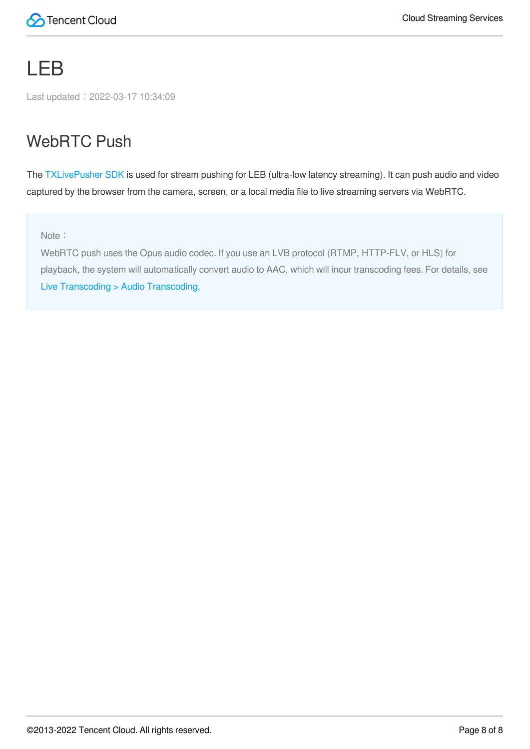# LEB

Last updated：2022-03-17 10:34:09

## WebRTC Push

The TXLivePusher SDK is used for stream pushing for LEB (ultra-low latency streaming). It can push audio and video captured by the browser from the camera, screen, or a local media file to live streaming servers via WebRTC.

> Note：
> WebRTC push uses the Opus audio codec. If you use an LVB protocol (RTMP, HTTP-FLV, or HLS) for playback, the system will automatically convert audio to AAC, which will incur transcoding fees. For details, see Live Transcoding > Audio Transcoding.